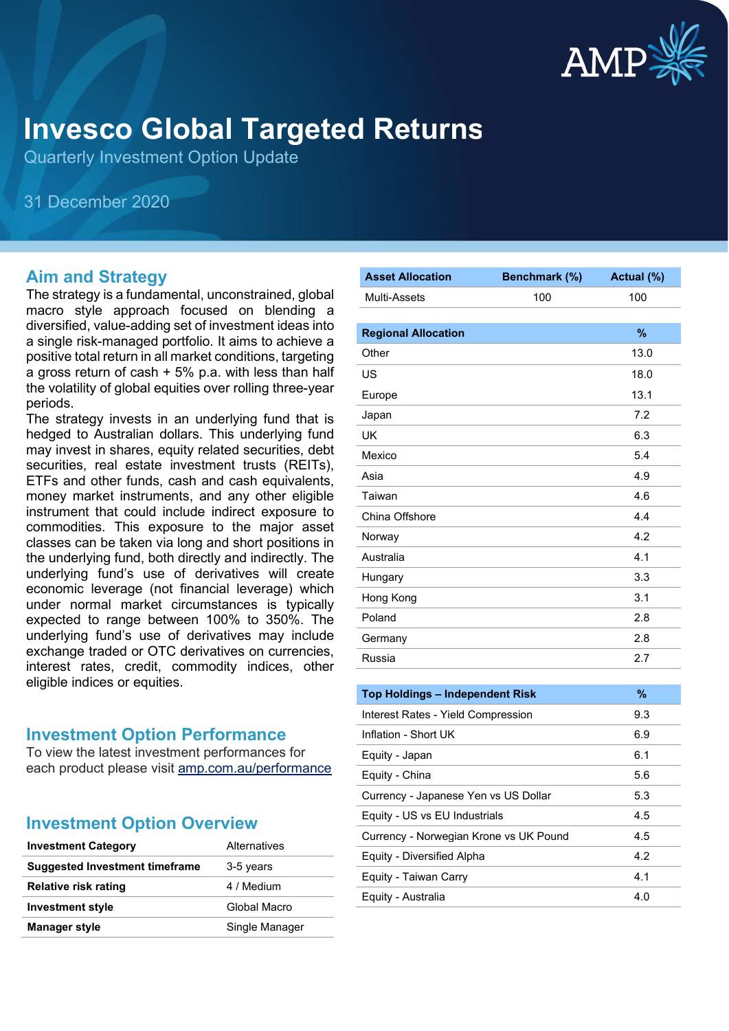# Invesco Global Targeted Returns

Quarterly Investment Option Update

31 December 2020

## Aim and Strategy

The strategy is a fundamental, unconstrained, global macro style approach focused on blending a diversified, value-adding set of investment ideas into a single risk-managed portfolio. It aims to achieve a positive total return in all market conditions, targeting a gross return of cash + 5% p.a. with less than half the volatility of global equities over rolling three-year periods.

The strategy invests in an underlying fund that is hedged to Australian dollars. This underlying fund may invest in shares, equity related securities, debt securities, real estate investment trusts (REITs), ETFs and other funds, cash and cash equivalents, money market instruments, and any other eligible instrument that could include indirect exposure to commodities. This exposure to the major asset classes can be taken via long and short positions in the underlying fund, both directly and indirectly. The underlying fund's use of derivatives will create economic leverage (not financial leverage) which under normal market circumstances is typically expected to range between 100% to 350%. The underlying fund's use of derivatives may include exchange traded or OTC derivatives on currencies, interest rates, credit, commodity indices, other eligible indices or equities.

## Investment Option Performance

To view the latest investment performances for each product please visit amp.com.au/performance

## Investment Option Overview

| Investment Category | Alternatives |
|---|---|
| Suggested Investment timeframe | 3-5 years |
| Relative risk rating | 4 / Medium |
| Investment style | Global Macro |
| Manager style | Single Manager |

| Asset Allocation | Benchmark (%) | Actual (%) |
|---|---|---|
| Multi-Assets | 100 | 100 |

| Regional Allocation | % |
|---|---|
| Other | 13.0 |
| US | 18.0 |
| Europe | 13.1 |
| Japan | 7.2 |
| UK | 6.3 |
| Mexico | 5.4 |
| Asia | 4.9 |
| Taiwan | 4.6 |
| China Offshore | 4.4 |
| Norway | 4.2 |
| Australia | 4.1 |
| Hungary | 3.3 |
| Hong Kong | 3.1 |
| Poland | 2.8 |
| Germany | 2.8 |
| Russia | 2.7 |

| Top Holdings – Independent Risk | % |
|---|---|
| Interest Rates - Yield Compression | 9.3 |
| Inflation - Short UK | 6.9 |
| Equity - Japan | 6.1 |
| Equity - China | 5.6 |
| Currency - Japanese Yen vs US Dollar | 5.3 |
| Equity - US vs EU Industrials | 4.5 |
| Currency - Norwegian Krone vs UK Pound | 4.5 |
| Equity - Diversified Alpha | 4.2 |
| Equity - Taiwan Carry | 4.1 |
| Equity - Australia | 4.0 |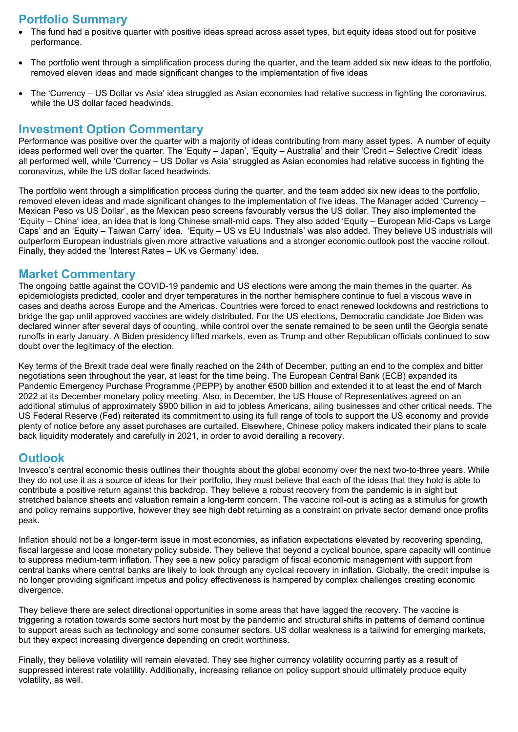## Portfolio Summary

- The fund had a positive quarter with positive ideas spread across asset types, but equity ideas stood out for positive performance.
- The portfolio went through a simplification process during the quarter, and the team added six new ideas to the portfolio, removed eleven ideas and made significant changes to the implementation of five ideas
- The 'Currency – US Dollar vs Asia' idea struggled as Asian economies had relative success in fighting the coronavirus, while the US dollar faced headwinds.

## Investment Option Commentary

Performance was positive over the quarter with a majority of ideas contributing from many asset types. A number of equity ideas performed well over the quarter. The 'Equity – Japan', 'Equity – Australia' and their 'Credit – Selective Credit' ideas all performed well, while 'Currency – US Dollar vs Asia' struggled as Asian economies had relative success in fighting the coronavirus, while the US dollar faced headwinds.

The portfolio went through a simplification process during the quarter, and the team added six new ideas to the portfolio, removed eleven ideas and made significant changes to the implementation of five ideas. The Manager added 'Currency – Mexican Peso vs US Dollar', as the Mexican peso screens favourably versus the US dollar. They also implemented the 'Equity – China' idea, an idea that is long Chinese small-mid caps. They also added 'Equity – European Mid-Caps vs Large Caps' and an 'Equity – Taiwan Carry' idea. 'Equity – US vs EU Industrials' was also added. They believe US industrials will outperform European industrials given more attractive valuations and a stronger economic outlook post the vaccine rollout. Finally, they added the 'Interest Rates – UK vs Germany' idea.

## Market Commentary

The ongoing battle against the COVID-19 pandemic and US elections were among the main themes in the quarter. As epidemiologists predicted, cooler and dryer temperatures in the norther hemisphere continue to fuel a viscous wave in cases and deaths across Europe and the Americas. Countries were forced to enact renewed lockdowns and restrictions to bridge the gap until approved vaccines are widely distributed. For the US elections, Democratic candidate Joe Biden was declared winner after several days of counting, while control over the senate remained to be seen until the Georgia senate runoffs in early January. A Biden presidency lifted markets, even as Trump and other Republican officials continued to sow doubt over the legitimacy of the election.

Key terms of the Brexit trade deal were finally reached on the 24th of December, putting an end to the complex and bitter negotiations seen throughout the year, at least for the time being. The European Central Bank (ECB) expanded its Pandemic Emergency Purchase Programme (PEPP) by another €500 billion and extended it to at least the end of March 2022 at its December monetary policy meeting. Also, in December, the US House of Representatives agreed on an additional stimulus of approximately $900 billion in aid to jobless Americans, ailing businesses and other critical needs. The US Federal Reserve (Fed) reiterated its commitment to using its full range of tools to support the US economy and provide plenty of notice before any asset purchases are curtailed. Elsewhere, Chinese policy makers indicated their plans to scale back liquidity moderately and carefully in 2021, in order to avoid derailing a recovery.

## Outlook

Invesco's central economic thesis outlines their thoughts about the global economy over the next two-to-three years. While they do not use it as a source of ideas for their portfolio, they must believe that each of the ideas that they hold is able to contribute a positive return against this backdrop. They believe a robust recovery from the pandemic is in sight but stretched balance sheets and valuation remain a long-term concern. The vaccine roll-out is acting as a stimulus for growth and policy remains supportive, however they see high debt returning as a constraint on private sector demand once profits peak.

Inflation should not be a longer-term issue in most economies, as inflation expectations elevated by recovering spending, fiscal largesse and loose monetary policy subside. They believe that beyond a cyclical bounce, spare capacity will continue to suppress medium-term inflation. They see a new policy paradigm of fiscal economic management with support from central banks where central banks are likely to look through any cyclical recovery in inflation. Globally, the credit impulse is no longer providing significant impetus and policy effectiveness is hampered by complex challenges creating economic divergence.

They believe there are select directional opportunities in some areas that have lagged the recovery. The vaccine is triggering a rotation towards some sectors hurt most by the pandemic and structural shifts in patterns of demand continue to support areas such as technology and some consumer sectors. US dollar weakness is a tailwind for emerging markets, but they expect increasing divergence depending on credit worthiness.

Finally, they believe volatility will remain elevated. They see higher currency volatility occurring partly as a result of suppressed interest rate volatility. Additionally, increasing reliance on policy support should ultimately produce equity volatility, as well.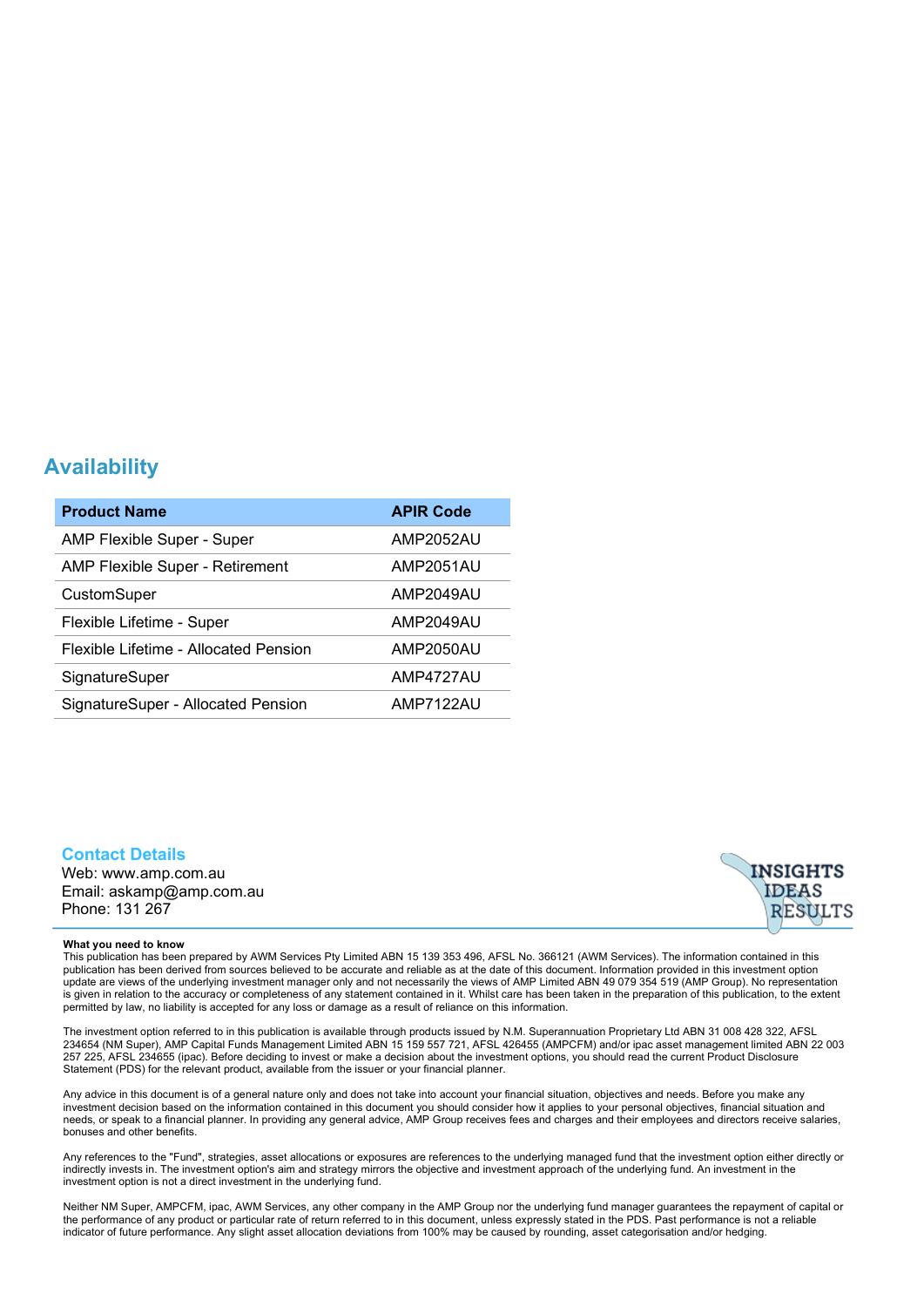## Availability

| Product Name | APIR Code |
|---|---|
| AMP Flexible Super - Super | AMP2052AU |
| AMP Flexible Super - Retirement | AMP2051AU |
| CustomSuper | AMP2049AU |
| Flexible Lifetime - Super | AMP2049AU |
| Flexible Lifetime - Allocated Pension | AMP2050AU |
| SignatureSuper | AMP4727AU |
| SignatureSuper - Allocated Pension | AMP7122AU |

### Contact Details

Web: www.amp.com.au
Email: askamp@amp.com.au
Phone: 131 267

INSIGHTS
IDEAS
RESULTS

**What you need to know**

This publication has been prepared by AWM Services Pty Limited ABN 15 139 353 496, AFSL No. 366121 (AWM Services). The information contained in this publication has been derived from sources believed to be accurate and reliable as at the date of this document. Information provided in this investment option update are views of the underlying investment manager only and not necessarily the views of AMP Limited ABN 49 079 354 519 (AMP Group). No representation is given in relation to the accuracy or completeness of any statement contained in it. Whilst care has been taken in the preparation of this publication, to the extent permitted by law, no liability is accepted for any loss or damage as a result of reliance on this information.

The investment option referred to in this publication is available through products issued by N.M. Superannuation Proprietary Ltd ABN 31 008 428 322, AFSL 234654 (NM Super), AMP Capital Funds Management Limited ABN 15 159 557 721, AFSL 426455 (AMPCFM) and/or ipac asset management limited ABN 22 003 257 225, AFSL 234655 (ipac). Before deciding to invest or make a decision about the investment options, you should read the current Product Disclosure Statement (PDS) for the relevant product, available from the issuer or your financial planner.

Any advice in this document is of a general nature only and does not take into account your financial situation, objectives and needs. Before you make any investment decision based on the information contained in this document you should consider how it applies to your personal objectives, financial situation and needs, or speak to a financial planner. In providing any general advice, AMP Group receives fees and charges and their employees and directors receive salaries, bonuses and other benefits.

Any references to the "Fund", strategies, asset allocations or exposures are references to the underlying managed fund that the investment option either directly or indirectly invests in. The investment option's aim and strategy mirrors the objective and investment approach of the underlying fund. An investment in the investment option is not a direct investment in the underlying fund.

Neither NM Super, AMPCFM, ipac, AWM Services, any other company in the AMP Group nor the underlying fund manager guarantees the repayment of capital or the performance of any product or particular rate of return referred to in this document, unless expressly stated in the PDS. Past performance is not a reliable indicator of future performance. Any slight asset allocation deviations from 100% may be caused by rounding, asset categorisation and/or hedging.